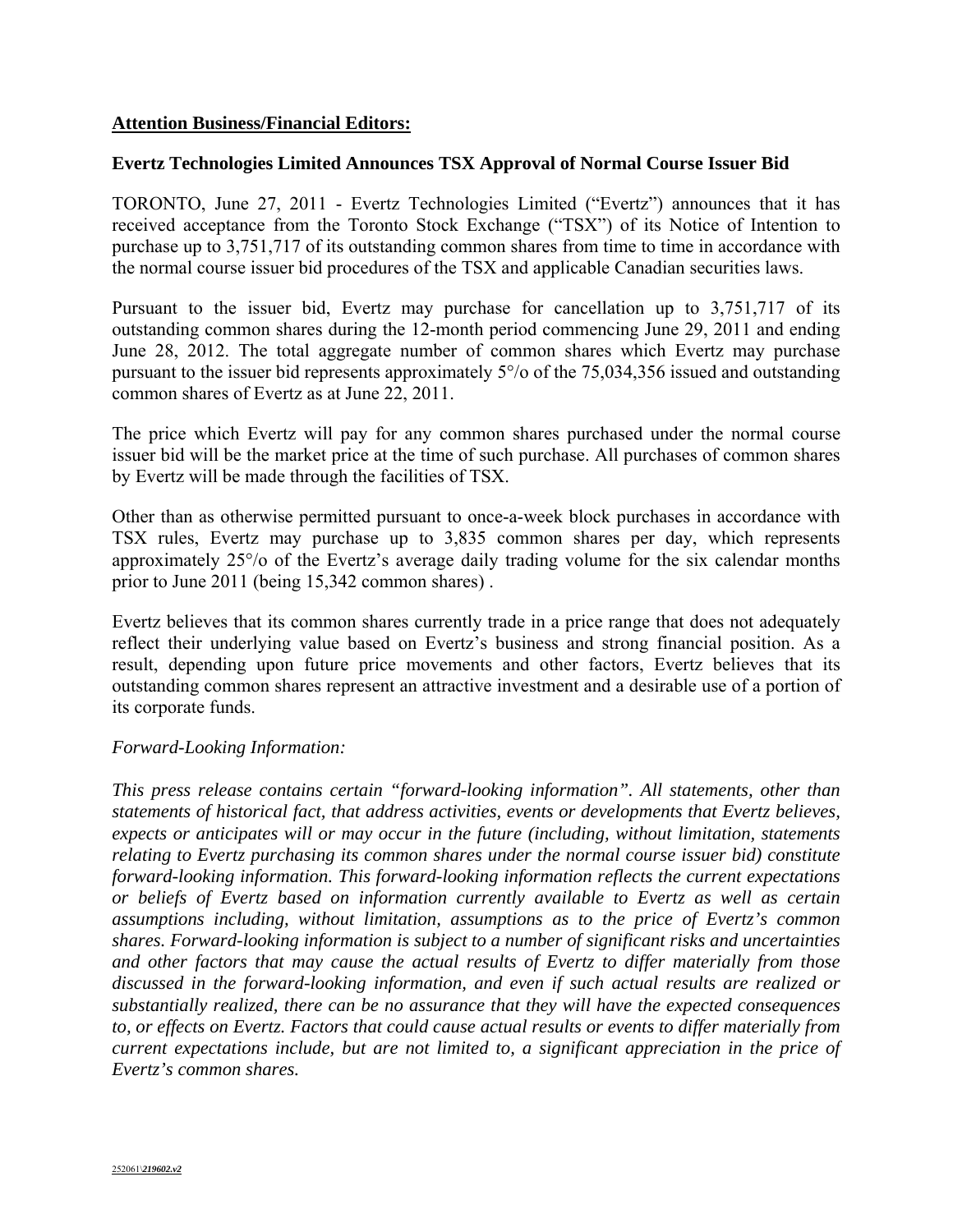**Attention Business/Financial Editors:**

**Evertz Technologies Limited Announces TSX Approval of Normal Course Issuer Bid**

TORONTO, June 27, 2011 - Evertz Technologies Limited ("Evertz") announces that it has received acceptance from the Toronto Stock Exchange ("TSX") of its Notice of Intention to purchase up to 3,751,717 of its outstanding common shares from time to time in accordance with the normal course issuer bid procedures of the TSX and applicable Canadian securities laws.

Pursuant to the issuer bid, Evertz may purchase for cancellation up to 3,751,717 of its outstanding common shares during the 12-month period commencing June 29, 2011 and ending June 28, 2012. The total aggregate number of common shares which Evertz may purchase pursuant to the issuer bid represents approximately 5°/o of the 75,034,356 issued and outstanding common shares of Evertz as at June 22, 2011.

The price which Evertz will pay for any common shares purchased under the normal course issuer bid will be the market price at the time of such purchase. All purchases of common shares by Evertz will be made through the facilities of TSX.

Other than as otherwise permitted pursuant to once-a-week block purchases in accordance with TSX rules, Evertz may purchase up to 3,835 common shares per day, which represents approximately 25°/o of the Evertz's average daily trading volume for the six calendar months prior to June 2011 (being 15,342 common shares) .

Evertz believes that its common shares currently trade in a price range that does not adequately reflect their underlying value based on Evertz's business and strong financial position. As a result, depending upon future price movements and other factors, Evertz believes that its outstanding common shares represent an attractive investment and a desirable use of a portion of its corporate funds.

*Forward-Looking Information:*

*This press release contains certain "forward-looking information". All statements, other than statements of historical fact, that address activities, events or developments that Evertz believes, expects or anticipates will or may occur in the future (including, without limitation, statements relating to Evertz purchasing its common shares under the normal course issuer bid) constitute forward-looking information. This forward-looking information reflects the current expectations or beliefs of Evertz based on information currently available to Evertz as well as certain assumptions including, without limitation, assumptions as to the price of Evertz's common shares. Forward-looking information is subject to a number of significant risks and uncertainties and other factors that may cause the actual results of Evertz to differ materially from those discussed in the forward-looking information, and even if such actual results are realized or substantially realized, there can be no assurance that they will have the expected consequences to, or effects on Evertz. Factors that could cause actual results or events to differ materially from current expectations include, but are not limited to, a significant appreciation in the price of Evertz's common shares.*

252061\\*219602.v2*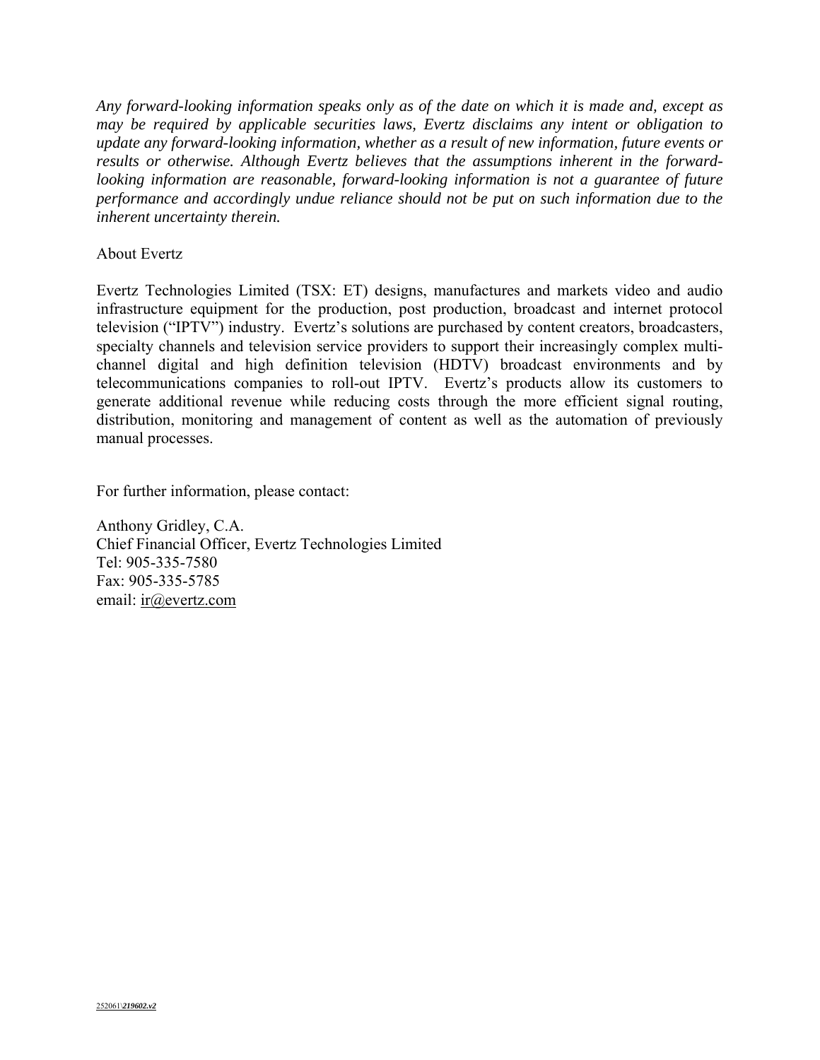*Any forward-looking information speaks only as of the date on which it is made and, except as may be required by applicable securities laws, Evertz disclaims any intent or obligation to update any forward-looking information, whether as a result of new information, future events or results or otherwise. Although Evertz believes that the assumptions inherent in the forward-looking information are reasonable, forward-looking information is not a guarantee of future performance and accordingly undue reliance should not be put on such information due to the inherent uncertainty therein.*

About Evertz

Evertz Technologies Limited (TSX: ET) designs, manufactures and markets video and audio infrastructure equipment for the production, post production, broadcast and internet protocol television ("IPTV") industry. Evertz's solutions are purchased by content creators, broadcasters, specialty channels and television service providers to support their increasingly complex multi-channel digital and high definition television (HDTV) broadcast environments and by telecommunications companies to roll-out IPTV. Evertz's products allow its customers to generate additional revenue while reducing costs through the more efficient signal routing, distribution, monitoring and management of content as well as the automation of previously manual processes.

For further information, please contact:

Anthony Gridley, C.A.
Chief Financial Officer, Evertz Technologies Limited
Tel: 905-335-7580
Fax: 905-335-5785
email: ir@evertz.com

252061\***219602.v2***